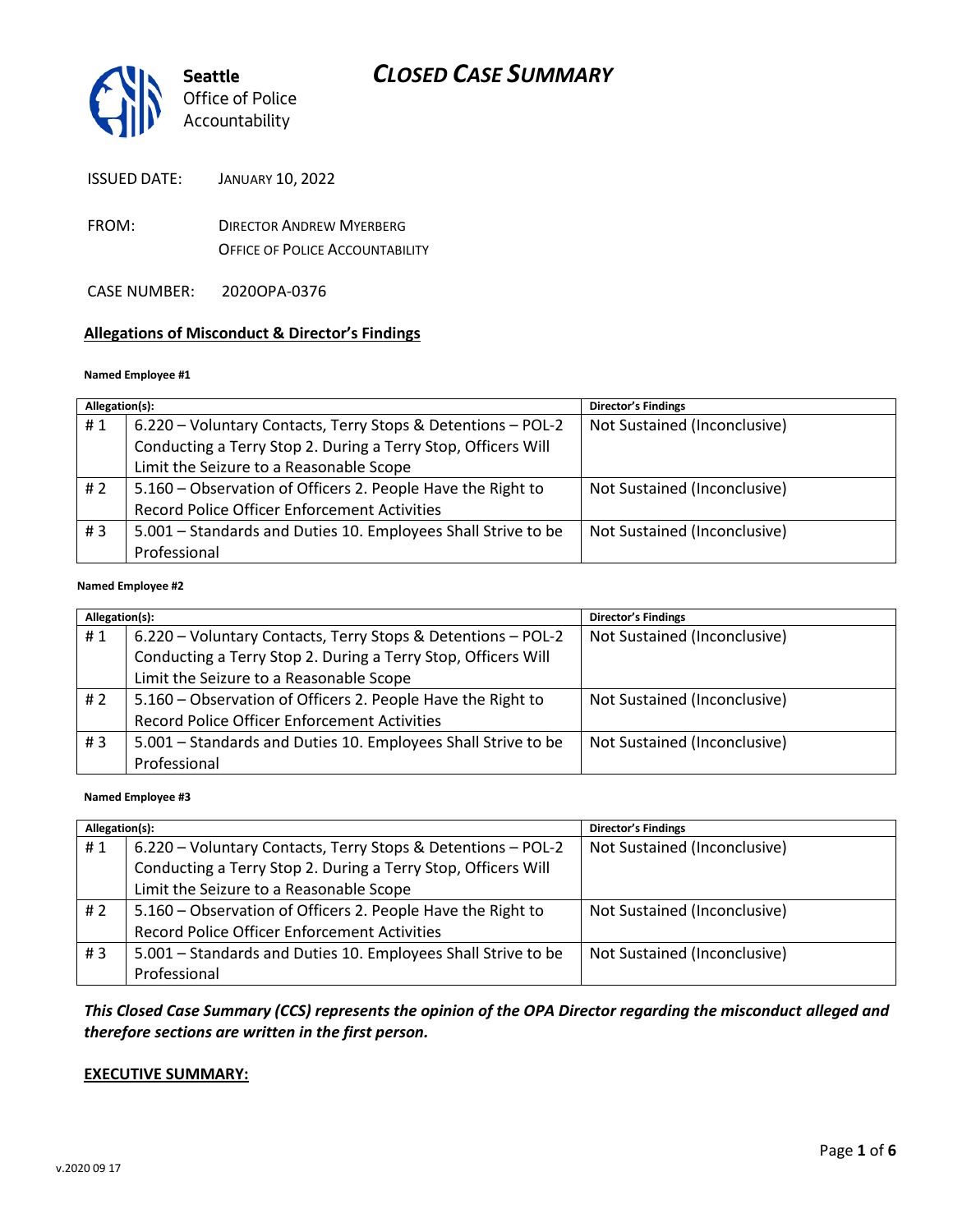Seattle
Office of Police
Accountability

# CLOSED CASE SUMMARY

ISSUED DATE: JANUARY 10, 2022

FROM: DIRECTOR ANDREW MYERBERG
OFFICE OF POLICE ACCOUNTABILITY

CASE NUMBER: 2020OPA-0376

## Allegations of Misconduct & Director's Findings

**Named Employee #1**

| Allegation(s): | | Director's Findings |
|---|---|---|
| # 1 | 6.220 – Voluntary Contacts, Terry Stops & Detentions – POL-2 Conducting a Terry Stop 2. During a Terry Stop, Officers Will Limit the Seizure to a Reasonable Scope | Not Sustained (Inconclusive) |
| # 2 | 5.160 – Observation of Officers 2. People Have the Right to Record Police Officer Enforcement Activities | Not Sustained (Inconclusive) |
| # 3 | 5.001 – Standards and Duties 10. Employees Shall Strive to be Professional | Not Sustained (Inconclusive) |

**Named Employee #2**

| Allegation(s): | | Director's Findings |
|---|---|---|
| # 1 | 6.220 – Voluntary Contacts, Terry Stops & Detentions – POL-2 Conducting a Terry Stop 2. During a Terry Stop, Officers Will Limit the Seizure to a Reasonable Scope | Not Sustained (Inconclusive) |
| # 2 | 5.160 – Observation of Officers 2. People Have the Right to Record Police Officer Enforcement Activities | Not Sustained (Inconclusive) |
| # 3 | 5.001 – Standards and Duties 10. Employees Shall Strive to be Professional | Not Sustained (Inconclusive) |

**Named Employee #3**

| Allegation(s): | | Director's Findings |
|---|---|---|
| # 1 | 6.220 – Voluntary Contacts, Terry Stops & Detentions – POL-2 Conducting a Terry Stop 2. During a Terry Stop, Officers Will Limit the Seizure to a Reasonable Scope | Not Sustained (Inconclusive) |
| # 2 | 5.160 – Observation of Officers 2. People Have the Right to Record Police Officer Enforcement Activities | Not Sustained (Inconclusive) |
| # 3 | 5.001 – Standards and Duties 10. Employees Shall Strive to be Professional | Not Sustained (Inconclusive) |

***This Closed Case Summary (CCS) represents the opinion of the OPA Director regarding the misconduct alleged and therefore sections are written in the first person.***

**EXECUTIVE SUMMARY:**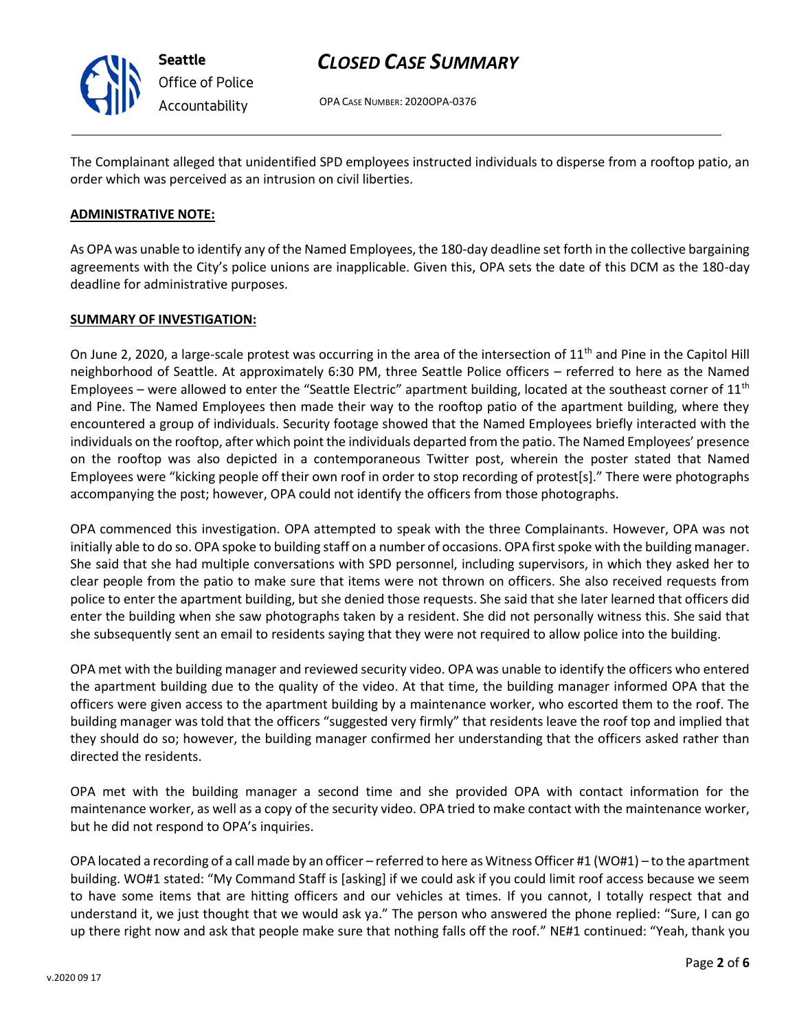The Complainant alleged that unidentified SPD employees instructed individuals to disperse from a rooftop patio, an order which was perceived as an intrusion on civil liberties.

**ADMINISTRATIVE NOTE:**

As OPA was unable to identify any of the Named Employees, the 180-day deadline set forth in the collective bargaining agreements with the City's police unions are inapplicable. Given this, OPA sets the date of this DCM as the 180-day deadline for administrative purposes.

**SUMMARY OF INVESTIGATION:**

On June 2, 2020, a large-scale protest was occurring in the area of the intersection of 11th and Pine in the Capitol Hill neighborhood of Seattle. At approximately 6:30 PM, three Seattle Police officers – referred to here as the Named Employees – were allowed to enter the "Seattle Electric" apartment building, located at the southeast corner of 11th and Pine. The Named Employees then made their way to the rooftop patio of the apartment building, where they encountered a group of individuals. Security footage showed that the Named Employees briefly interacted with the individuals on the rooftop, after which point the individuals departed from the patio. The Named Employees' presence on the rooftop was also depicted in a contemporaneous Twitter post, wherein the poster stated that Named Employees were "kicking people off their own roof in order to stop recording of protest[s]." There were photographs accompanying the post; however, OPA could not identify the officers from those photographs.

OPA commenced this investigation. OPA attempted to speak with the three Complainants. However, OPA was not initially able to do so. OPA spoke to building staff on a number of occasions. OPA first spoke with the building manager. She said that she had multiple conversations with SPD personnel, including supervisors, in which they asked her to clear people from the patio to make sure that items were not thrown on officers. She also received requests from police to enter the apartment building, but she denied those requests. She said that she later learned that officers did enter the building when she saw photographs taken by a resident. She did not personally witness this. She said that she subsequently sent an email to residents saying that they were not required to allow police into the building.

OPA met with the building manager and reviewed security video. OPA was unable to identify the officers who entered the apartment building due to the quality of the video. At that time, the building manager informed OPA that the officers were given access to the apartment building by a maintenance worker, who escorted them to the roof. The building manager was told that the officers "suggested very firmly" that residents leave the roof top and implied that they should do so; however, the building manager confirmed her understanding that the officers asked rather than directed the residents.

OPA met with the building manager a second time and she provided OPA with contact information for the maintenance worker, as well as a copy of the security video. OPA tried to make contact with the maintenance worker, but he did not respond to OPA's inquiries.

OPA located a recording of a call made by an officer – referred to here as Witness Officer #1 (WO#1) – to the apartment building. WO#1 stated: "My Command Staff is [asking] if we could ask if you could limit roof access because we seem to have some items that are hitting officers and our vehicles at times. If you cannot, I totally respect that and understand it, we just thought that we would ask ya." The person who answered the phone replied: "Sure, I can go up there right now and ask that people make sure that nothing falls off the roof." NE#1 continued: "Yeah, thank you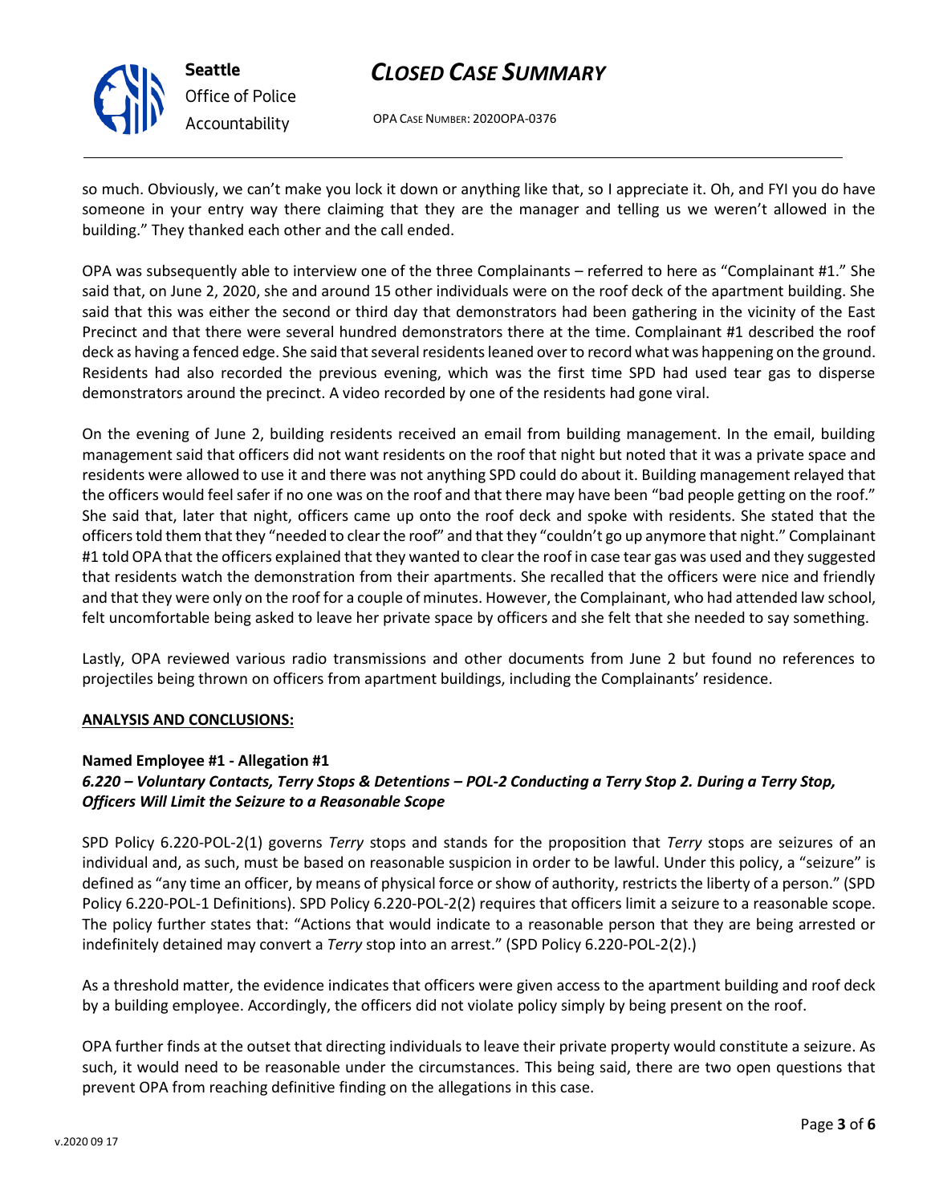so much. Obviously, we can't make you lock it down or anything like that, so I appreciate it. Oh, and FYI you do have someone in your entry way there claiming that they are the manager and telling us we weren't allowed in the building." They thanked each other and the call ended.

OPA was subsequently able to interview one of the three Complainants – referred to here as "Complainant #1." She said that, on June 2, 2020, she and around 15 other individuals were on the roof deck of the apartment building. She said that this was either the second or third day that demonstrators had been gathering in the vicinity of the East Precinct and that there were several hundred demonstrators there at the time. Complainant #1 described the roof deck as having a fenced edge. She said that several residents leaned over to record what was happening on the ground. Residents had also recorded the previous evening, which was the first time SPD had used tear gas to disperse demonstrators around the precinct. A video recorded by one of the residents had gone viral.

On the evening of June 2, building residents received an email from building management. In the email, building management said that officers did not want residents on the roof that night but noted that it was a private space and residents were allowed to use it and there was not anything SPD could do about it. Building management relayed that the officers would feel safer if no one was on the roof and that there may have been "bad people getting on the roof." She said that, later that night, officers came up onto the roof deck and spoke with residents. She stated that the officers told them that they "needed to clear the roof" and that they "couldn't go up anymore that night." Complainant #1 told OPA that the officers explained that they wanted to clear the roof in case tear gas was used and they suggested that residents watch the demonstration from their apartments. She recalled that the officers were nice and friendly and that they were only on the roof for a couple of minutes. However, the Complainant, who had attended law school, felt uncomfortable being asked to leave her private space by officers and she felt that she needed to say something.

Lastly, OPA reviewed various radio transmissions and other documents from June 2 but found no references to projectiles being thrown on officers from apartment buildings, including the Complainants' residence.

**ANALYSIS AND CONCLUSIONS:**

**Named Employee #1 - Allegation #1**
***6.220 – Voluntary Contacts, Terry Stops & Detentions – POL-2 Conducting a Terry Stop 2. During a Terry Stop, Officers Will Limit the Seizure to a Reasonable Scope***

SPD Policy 6.220-POL-2(1) governs *Terry* stops and stands for the proposition that *Terry* stops are seizures of an individual and, as such, must be based on reasonable suspicion in order to be lawful. Under this policy, a "seizure" is defined as "any time an officer, by means of physical force or show of authority, restricts the liberty of a person." (SPD Policy 6.220-POL-1 Definitions). SPD Policy 6.220-POL-2(2) requires that officers limit a seizure to a reasonable scope. The policy further states that: "Actions that would indicate to a reasonable person that they are being arrested or indefinitely detained may convert a *Terry* stop into an arrest." (SPD Policy 6.220-POL-2(2).)

As a threshold matter, the evidence indicates that officers were given access to the apartment building and roof deck by a building employee. Accordingly, the officers did not violate policy simply by being present on the roof.

OPA further finds at the outset that directing individuals to leave their private property would constitute a seizure. As such, it would need to be reasonable under the circumstances. This being said, there are two open questions that prevent OPA from reaching definitive finding on the allegations in this case.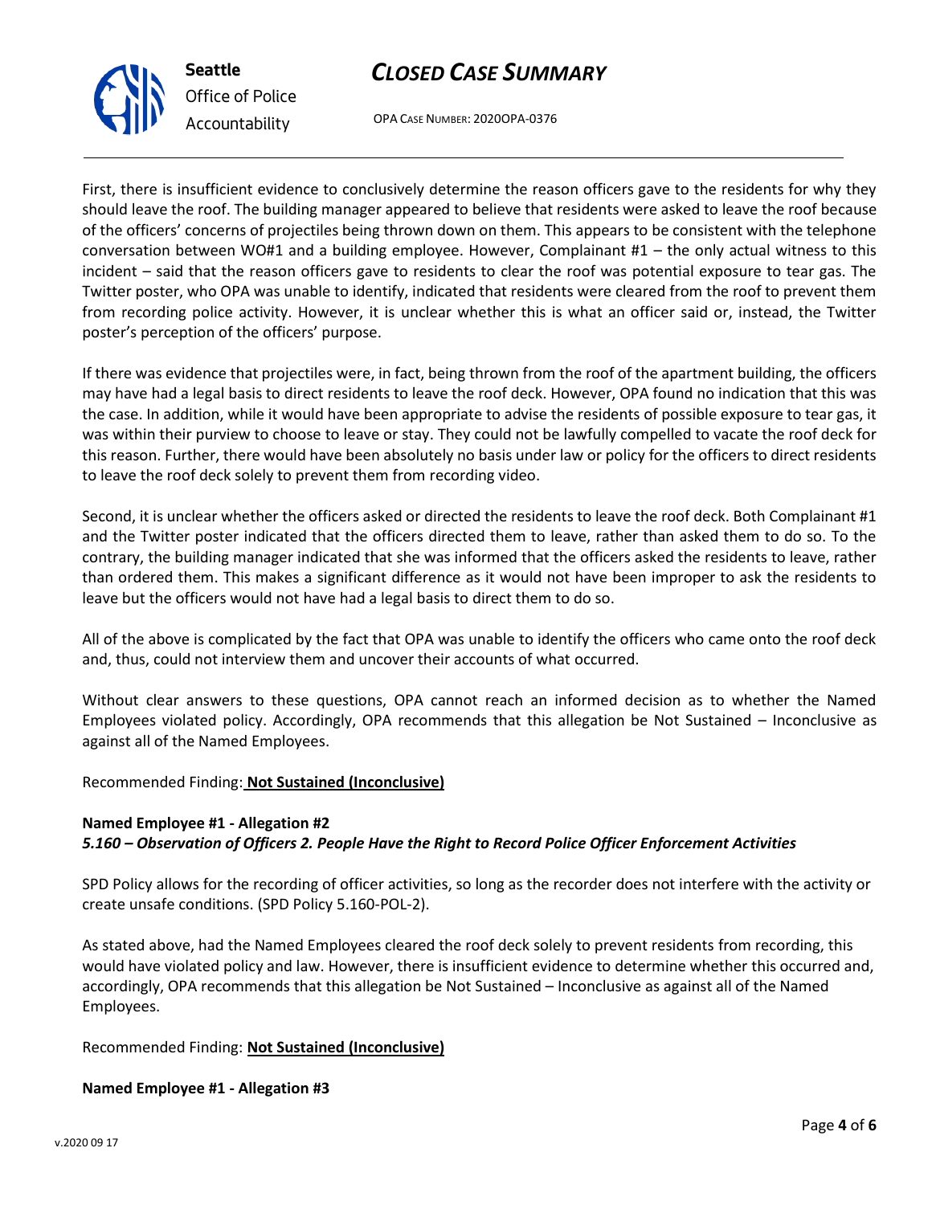First, there is insufficient evidence to conclusively determine the reason officers gave to the residents for why they should leave the roof. The building manager appeared to believe that residents were asked to leave the roof because of the officers' concerns of projectiles being thrown down on them. This appears to be consistent with the telephone conversation between WO#1 and a building employee. However, Complainant #1 – the only actual witness to this incident – said that the reason officers gave to residents to clear the roof was potential exposure to tear gas. The Twitter poster, who OPA was unable to identify, indicated that residents were cleared from the roof to prevent them from recording police activity. However, it is unclear whether this is what an officer said or, instead, the Twitter poster's perception of the officers' purpose.

If there was evidence that projectiles were, in fact, being thrown from the roof of the apartment building, the officers may have had a legal basis to direct residents to leave the roof deck. However, OPA found no indication that this was the case. In addition, while it would have been appropriate to advise the residents of possible exposure to tear gas, it was within their purview to choose to leave or stay. They could not be lawfully compelled to vacate the roof deck for this reason. Further, there would have been absolutely no basis under law or policy for the officers to direct residents to leave the roof deck solely to prevent them from recording video.

Second, it is unclear whether the officers asked or directed the residents to leave the roof deck. Both Complainant #1 and the Twitter poster indicated that the officers directed them to leave, rather than asked them to do so. To the contrary, the building manager indicated that she was informed that the officers asked the residents to leave, rather than ordered them. This makes a significant difference as it would not have been improper to ask the residents to leave but the officers would not have had a legal basis to direct them to do so.

All of the above is complicated by the fact that OPA was unable to identify the officers who came onto the roof deck and, thus, could not interview them and uncover their accounts of what occurred.

Without clear answers to these questions, OPA cannot reach an informed decision as to whether the Named Employees violated policy. Accordingly, OPA recommends that this allegation be Not Sustained – Inconclusive as against all of the Named Employees.

Recommended Finding: **Not Sustained (Inconclusive)**

**Named Employee #1 - Allegation #2**
***5.160 – Observation of Officers 2. People Have the Right to Record Police Officer Enforcement Activities***

SPD Policy allows for the recording of officer activities, so long as the recorder does not interfere with the activity or create unsafe conditions. (SPD Policy 5.160-POL-2).

As stated above, had the Named Employees cleared the roof deck solely to prevent residents from recording, this would have violated policy and law. However, there is insufficient evidence to determine whether this occurred and, accordingly, OPA recommends that this allegation be Not Sustained – Inconclusive as against all of the Named Employees.

Recommended Finding: **Not Sustained (Inconclusive)**

**Named Employee #1 - Allegation #3**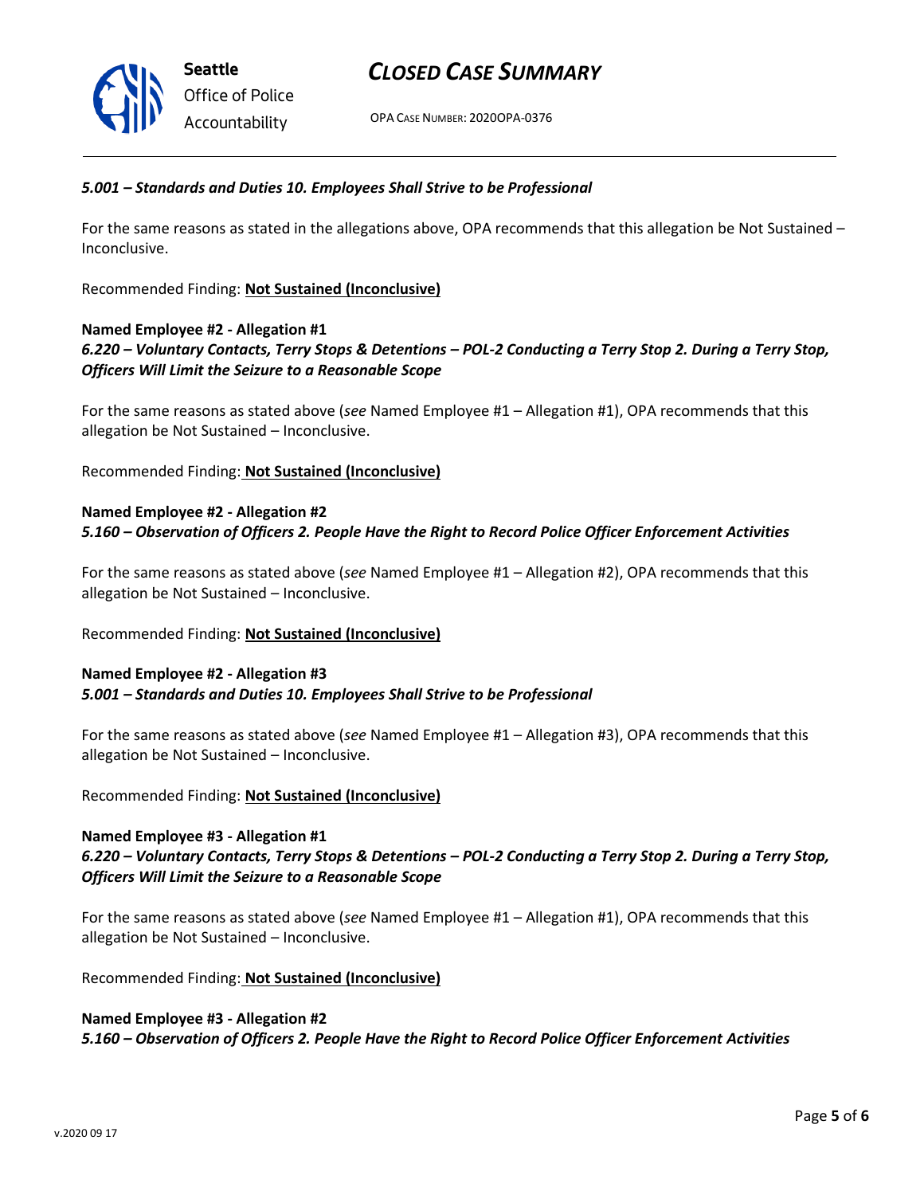***5.001 – Standards and Duties 10. Employees Shall Strive to be Professional***

For the same reasons as stated in the allegations above, OPA recommends that this allegation be Not Sustained – Inconclusive.

Recommended Finding: **Not Sustained (Inconclusive)**

**Named Employee #2 - Allegation #1**
***6.220 – Voluntary Contacts, Terry Stops & Detentions – POL-2 Conducting a Terry Stop 2. During a Terry Stop, Officers Will Limit the Seizure to a Reasonable Scope***

For the same reasons as stated above (*see* Named Employee #1 – Allegation #1), OPA recommends that this allegation be Not Sustained – Inconclusive.

Recommended Finding: **Not Sustained (Inconclusive)**

**Named Employee #2 - Allegation #2**
***5.160 – Observation of Officers 2. People Have the Right to Record Police Officer Enforcement Activities***

For the same reasons as stated above (*see* Named Employee #1 – Allegation #2), OPA recommends that this allegation be Not Sustained – Inconclusive.

Recommended Finding: **Not Sustained (Inconclusive)**

**Named Employee #2 - Allegation #3**
***5.001 – Standards and Duties 10. Employees Shall Strive to be Professional***

For the same reasons as stated above (*see* Named Employee #1 – Allegation #3), OPA recommends that this allegation be Not Sustained – Inconclusive.

Recommended Finding: **Not Sustained (Inconclusive)**

**Named Employee #3 - Allegation #1**
***6.220 – Voluntary Contacts, Terry Stops & Detentions – POL-2 Conducting a Terry Stop 2. During a Terry Stop, Officers Will Limit the Seizure to a Reasonable Scope***

For the same reasons as stated above (*see* Named Employee #1 – Allegation #1), OPA recommends that this allegation be Not Sustained – Inconclusive.

Recommended Finding: **Not Sustained (Inconclusive)**

**Named Employee #3 - Allegation #2**
***5.160 – Observation of Officers 2. People Have the Right to Record Police Officer Enforcement Activities***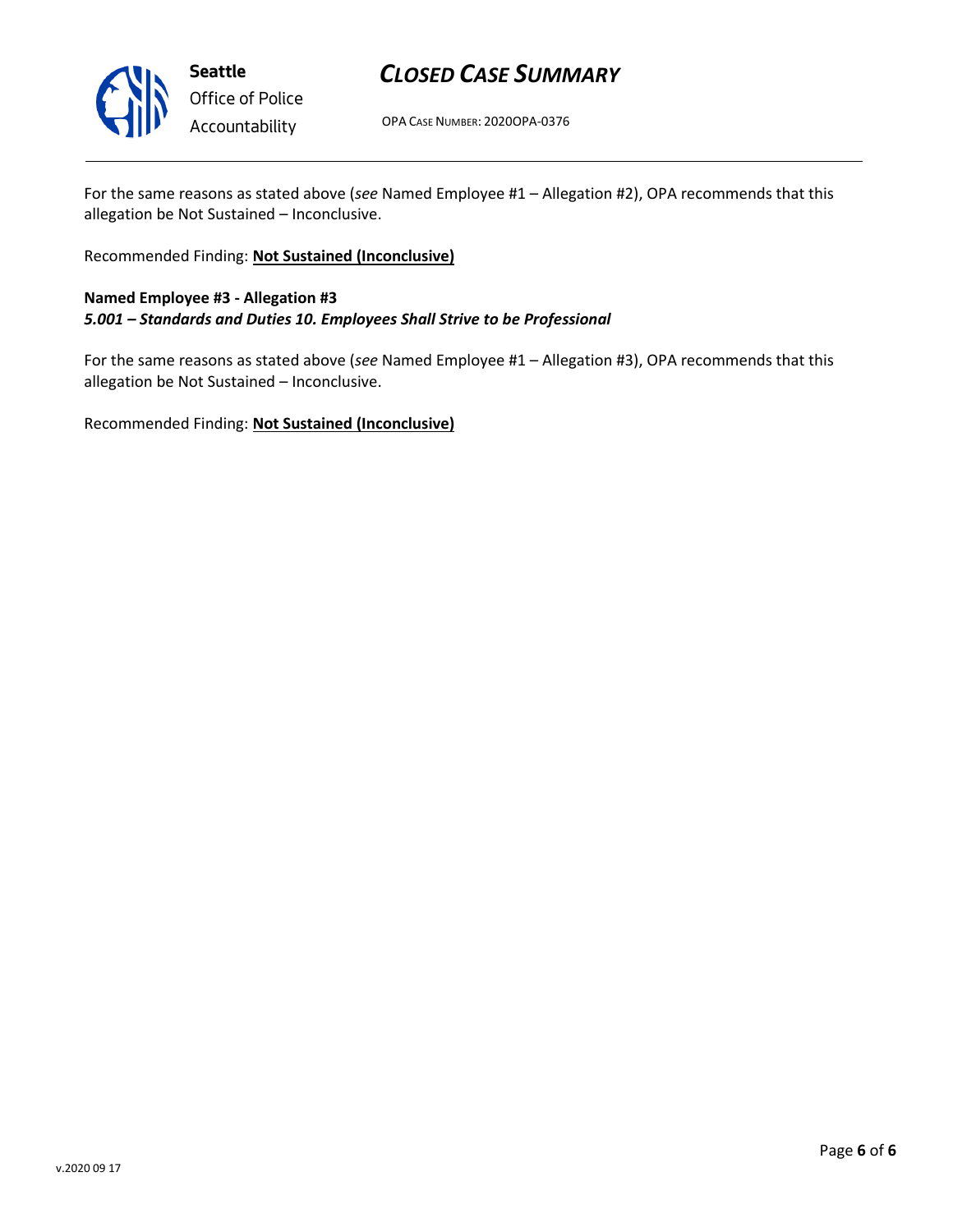For the same reasons as stated above (*see* Named Employee #1 – Allegation #2), OPA recommends that this allegation be Not Sustained – Inconclusive.

Recommended Finding: **Not Sustained (Inconclusive)**

**Named Employee #3 - Allegation #3**
***5.001 – Standards and Duties 10. Employees Shall Strive to be Professional***

For the same reasons as stated above (*see* Named Employee #1 – Allegation #3), OPA recommends that this allegation be Not Sustained – Inconclusive.

Recommended Finding: **Not Sustained (Inconclusive)**